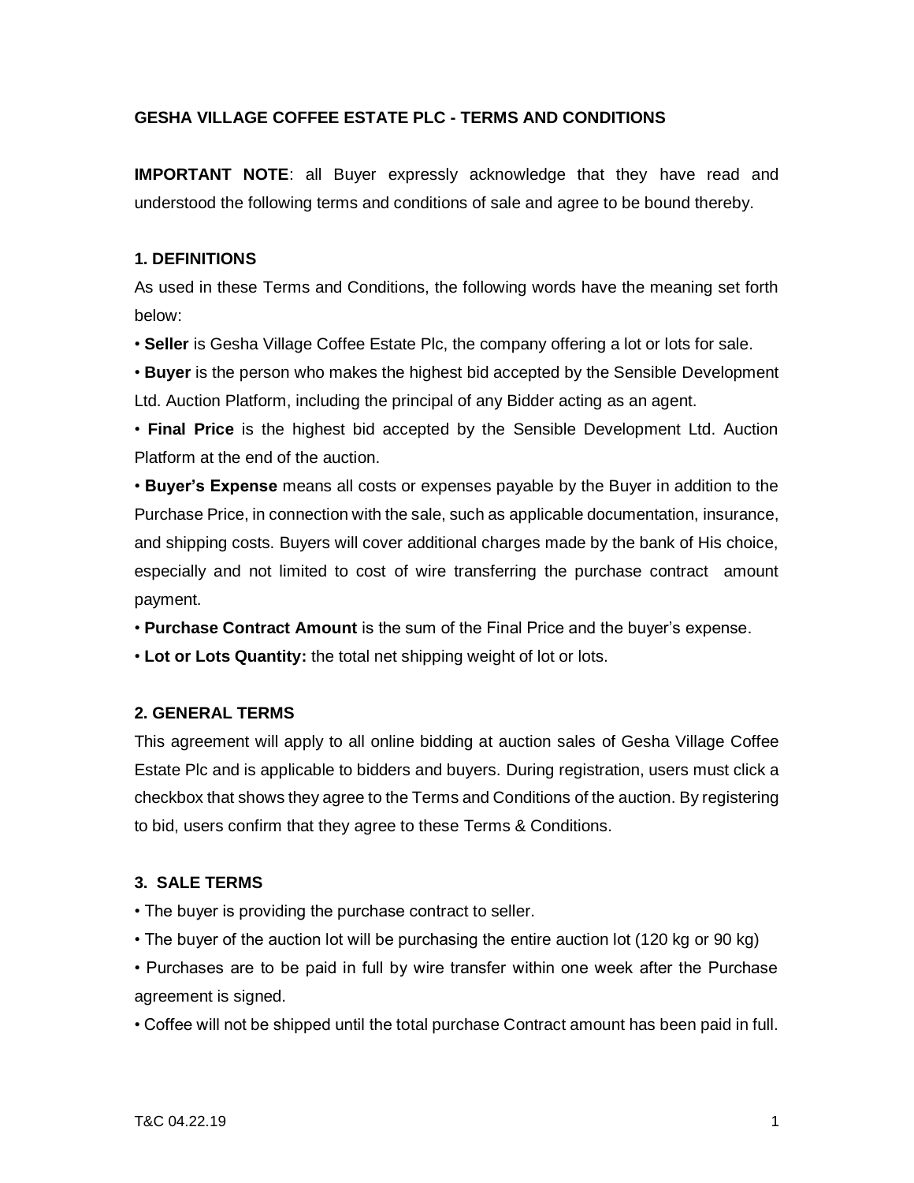# GESHA VILLAGE COFFEE ESTATE PLC - TERMS AND CONDITIONS

**IMPORTANT NOTE**: all Buyer expressly acknowledge that they have read and understood the following terms and conditions of sale and agree to be bound thereby.

## 1. DEFINITIONS

As used in these Terms and Conditions, the following words have the meaning set forth below:

- **Seller** is Gesha Village Coffee Estate Plc, the company offering a lot or lots for sale.
- **Buyer** is the person who makes the highest bid accepted by the Sensible Development Ltd. Auction Platform, including the principal of any Bidder acting as an agent.
- **Final Price** is the highest bid accepted by the Sensible Development Ltd. Auction Platform at the end of the auction.
- **Buyer's Expense** means all costs or expenses payable by the Buyer in addition to the Purchase Price, in connection with the sale, such as applicable documentation, insurance, and shipping costs. Buyers will cover additional charges made by the bank of His choice, especially and not limited to cost of wire transferring the purchase contract amount payment.
- **Purchase Contract Amount** is the sum of the Final Price and the buyer's expense.
- **Lot or Lots Quantity:** the total net shipping weight of lot or lots.

## 2. GENERAL TERMS

This agreement will apply to all online bidding at auction sales of Gesha Village Coffee Estate Plc and is applicable to bidders and buyers. During registration, users must click a checkbox that shows they agree to the Terms and Conditions of the auction. By registering to bid, users confirm that they agree to these Terms & Conditions.

## 3. SALE TERMS

- The buyer is providing the purchase contract to seller.
- The buyer of the auction lot will be purchasing the entire auction lot (120 kg or 90 kg)
- Purchases are to be paid in full by wire transfer within one week after the Purchase agreement is signed.
- Coffee will not be shipped until the total purchase Contract amount has been paid in full.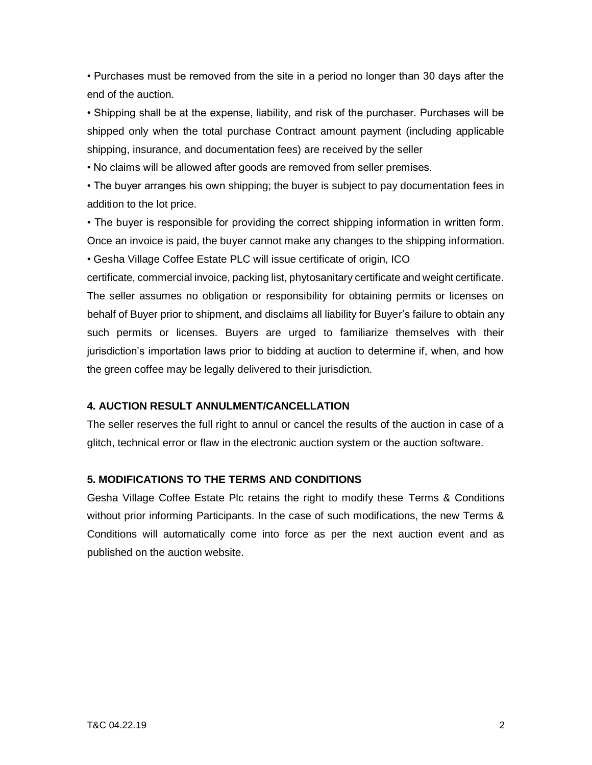• Purchases must be removed from the site in a period no longer than 30 days after the end of the auction.

• Shipping shall be at the expense, liability, and risk of the purchaser. Purchases will be shipped only when the total purchase Contract amount payment (including applicable shipping, insurance, and documentation fees) are received by the seller

• No claims will be allowed after goods are removed from seller premises.

• The buyer arranges his own shipping; the buyer is subject to pay documentation fees in addition to the lot price.

• The buyer is responsible for providing the correct shipping information in written form. Once an invoice is paid, the buyer cannot make any changes to the shipping information.

• Gesha Village Coffee Estate PLC will issue certificate of origin, ICO certificate, commercial invoice, packing list, phytosanitary certificate and weight certificate. The seller assumes no obligation or responsibility for obtaining permits or licenses on behalf of Buyer prior to shipment, and disclaims all liability for Buyer's failure to obtain any such permits or licenses. Buyers are urged to familiarize themselves with their jurisdiction's importation laws prior to bidding at auction to determine if, when, and how the green coffee may be legally delivered to their jurisdiction.

## 4. AUCTION RESULT ANNULMENT/CANCELLATION

The seller reserves the full right to annul or cancel the results of the auction in case of a glitch, technical error or flaw in the electronic auction system or the auction software.

## 5. MODIFICATIONS TO THE TERMS AND CONDITIONS

Gesha Village Coffee Estate Plc retains the right to modify these Terms & Conditions without prior informing Participants. In the case of such modifications, the new Terms & Conditions will automatically come into force as per the next auction event and as published on the auction website.